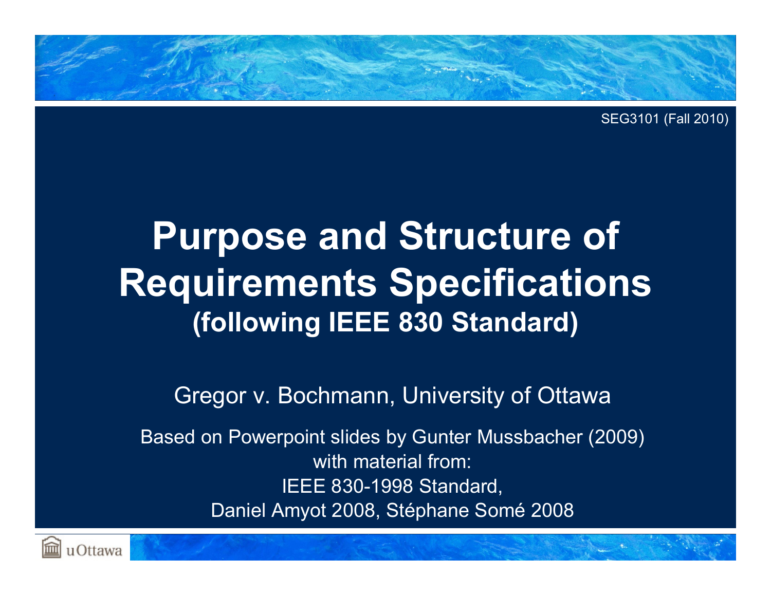SEG3101 (Fall 2010)

# Purpose and Structure of Requirements Specifications

## (following IEEE 830 Standard)

Gregor v. Bochmann, University of Ottawa

Based on Powerpoint slides by Gunter Mussbacher (2009)
with material from:
IEEE 830-1998 Standard,
Daniel Amyot 2008, Stéphane Somé 2008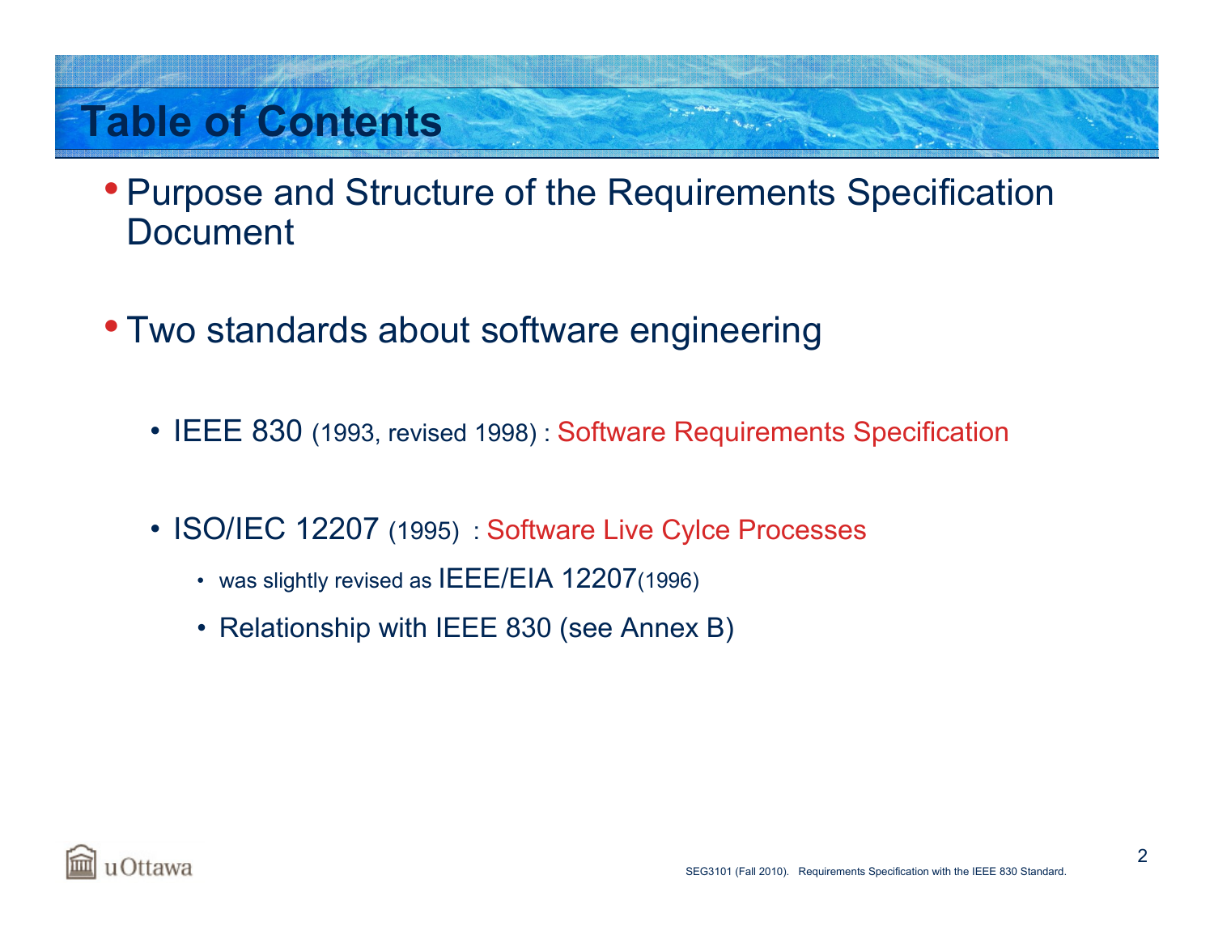# Table of Contents

- Purpose and Structure of the Requirements Specification Document

- Two standards about software engineering

  - IEEE 830 (1993, revised 1998) : Software Requirements Specification

  - ISO/IEC 12207 (1995) : Software Live Cylce Processes
    - was slightly revised as IEEE/EIA 12207(1996)
    - Relationship with IEEE 830 (see Annex B)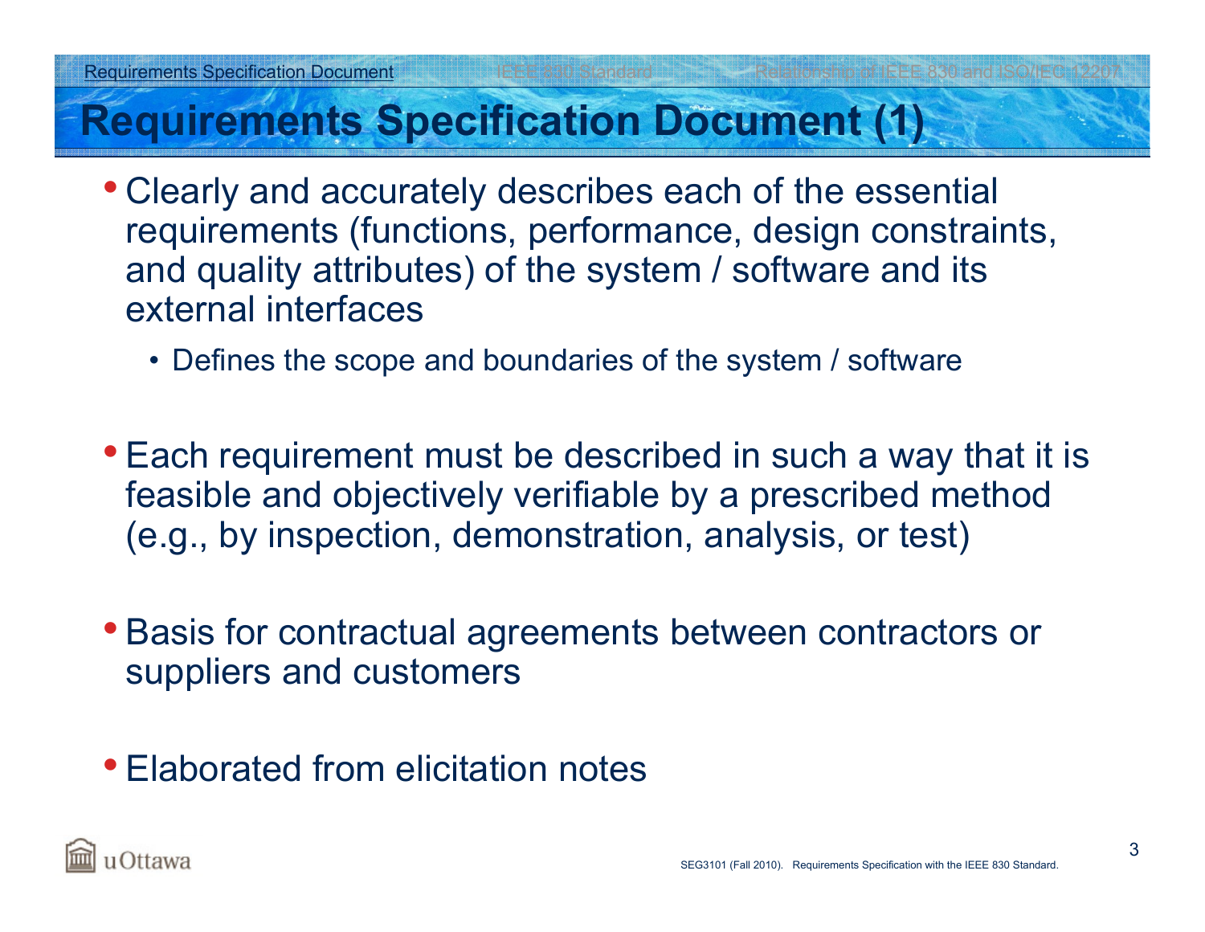# Requirements Specification Document (1)

- Clearly and accurately describes each of the essential requirements (functions, performance, design constraints, and quality attributes) of the system / software and its external interfaces
  - Defines the scope and boundaries of the system / software
- Each requirement must be described in such a way that it is feasible and objectively verifiable by a prescribed method (e.g., by inspection, demonstration, analysis, or test)
- Basis for contractual agreements between contractors or suppliers and customers
- Elaborated from elicitation notes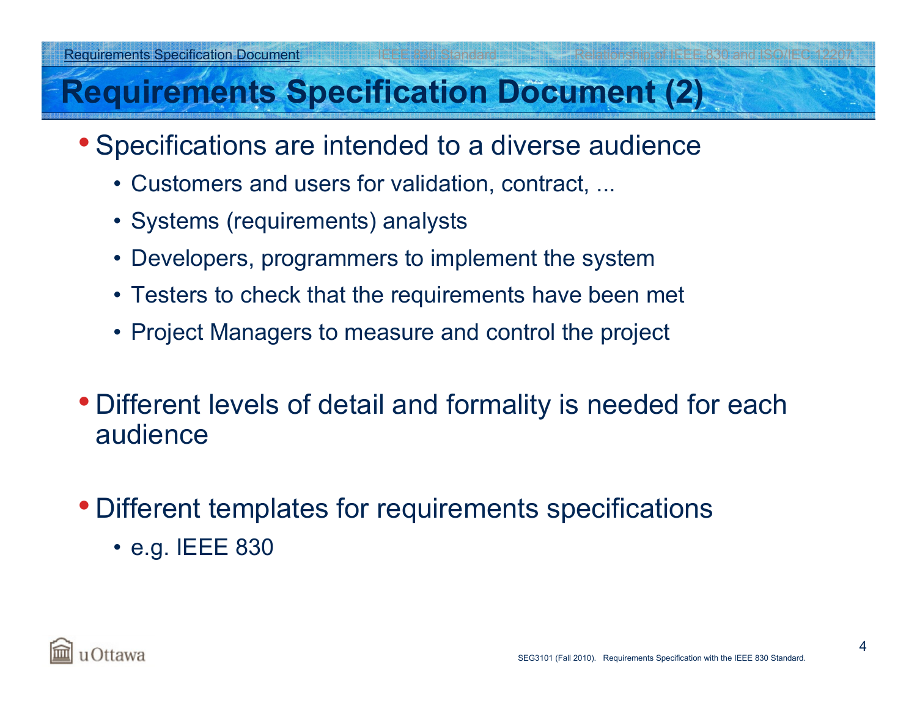# Requirements Specification Document (2)

- Specifications are intended to a diverse audience
  - Customers and users for validation, contract, ...
  - Systems (requirements) analysts
  - Developers, programmers to implement the system
  - Testers to check that the requirements have been met
  - Project Managers to measure and control the project
- Different levels of detail and formality is needed for each audience
- Different templates for requirements specifications
  - e.g. IEEE 830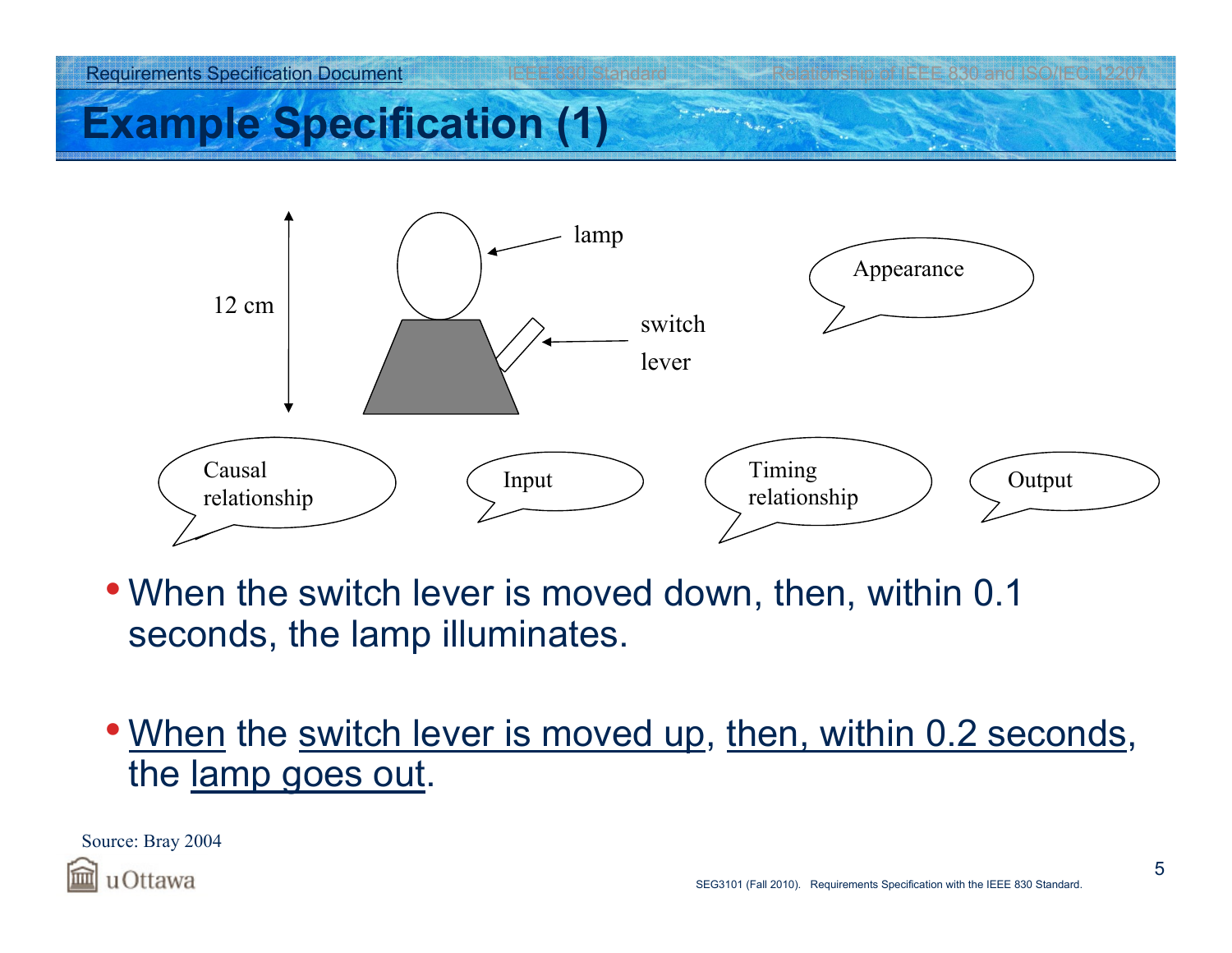# Example Specification (1)

12 cm

lamp

switch lever

Appearance

Causal relationship

Input

Timing relationship

Output

- When the switch lever is moved down, then, within 0.1 seconds, the lamp illuminates.
- When the switch lever is moved up, then, within 0.2 seconds, the lamp goes out.

Source: Bray 2004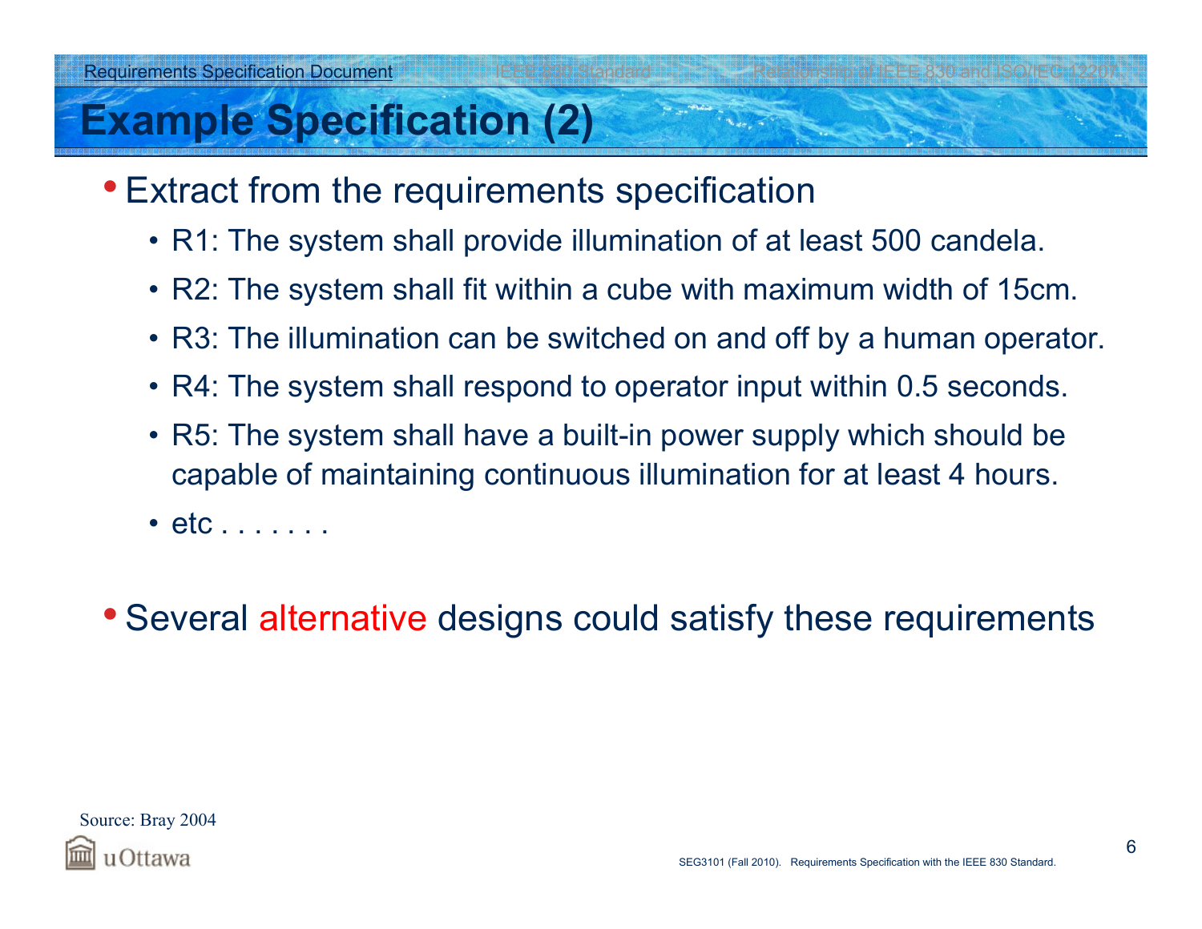## Example Specification (2)

- Extract from the requirements specification
  - R1: The system shall provide illumination of at least 500 candela.
  - R2: The system shall fit within a cube with maximum width of 15cm.
  - R3: The illumination can be switched on and off by a human operator.
  - R4: The system shall respond to operator input within 0.5 seconds.
  - R5: The system shall have a built-in power supply which should be capable of maintaining continuous illumination for at least 4 hours.
  - etc . . . . . . .
- Several alternative designs could satisfy these requirements

Source: Bray 2004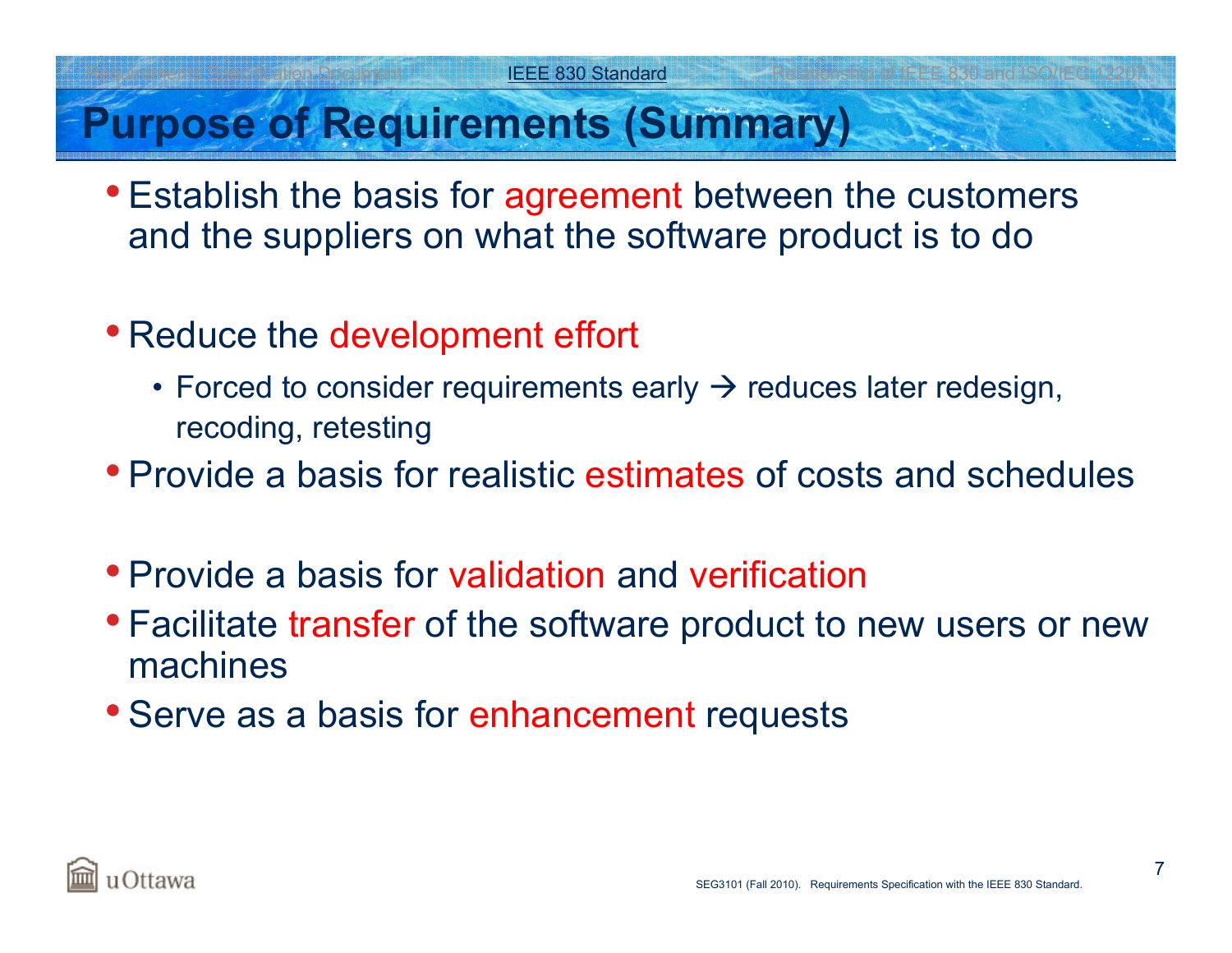# Purpose of Requirements (Summary)

- Establish the basis for agreement between the customers and the suppliers on what the software product is to do
- Reduce the development effort
  - Forced to consider requirements early → reduces later redesign, recoding, retesting
- Provide a basis for realistic estimates of costs and schedules
- Provide a basis for validation and verification
- Facilitate transfer of the software product to new users or new machines
- Serve as a basis for enhancement requests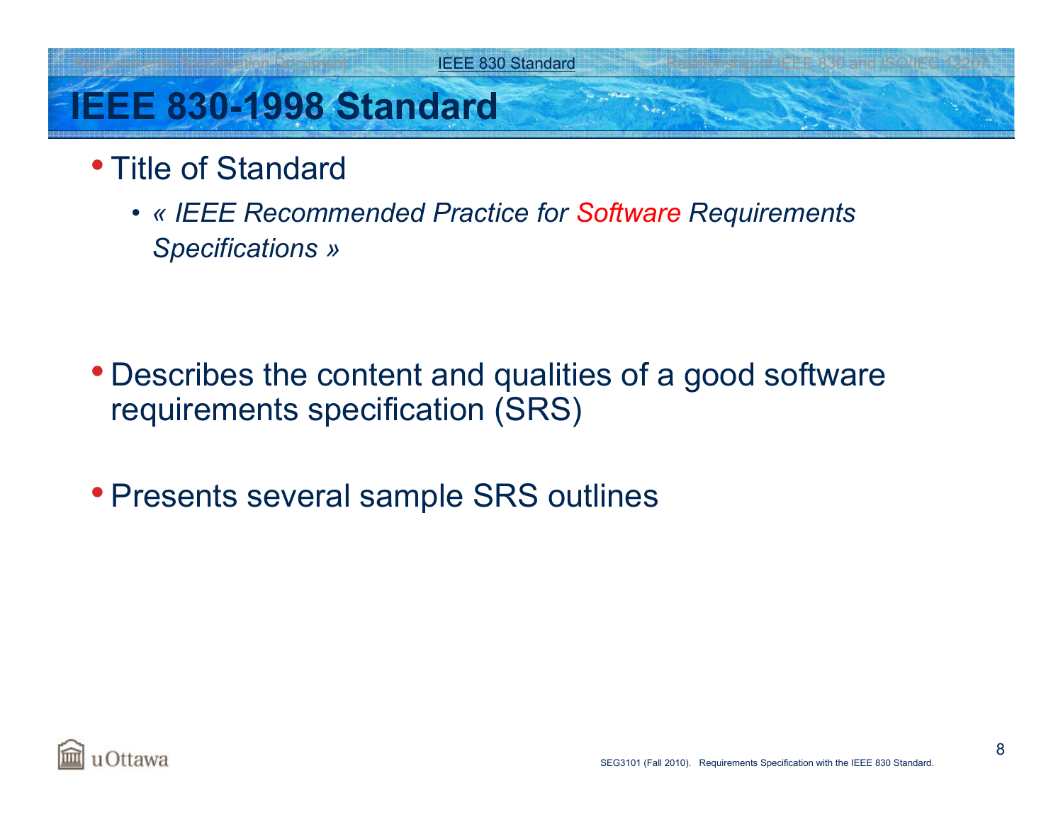# IEEE 830-1998 Standard

- Title of Standard
  - *« IEEE Recommended Practice for Software Requirements Specifications »*

- Describes the content and qualities of a good software requirements specification (SRS)

- Presents several sample SRS outlines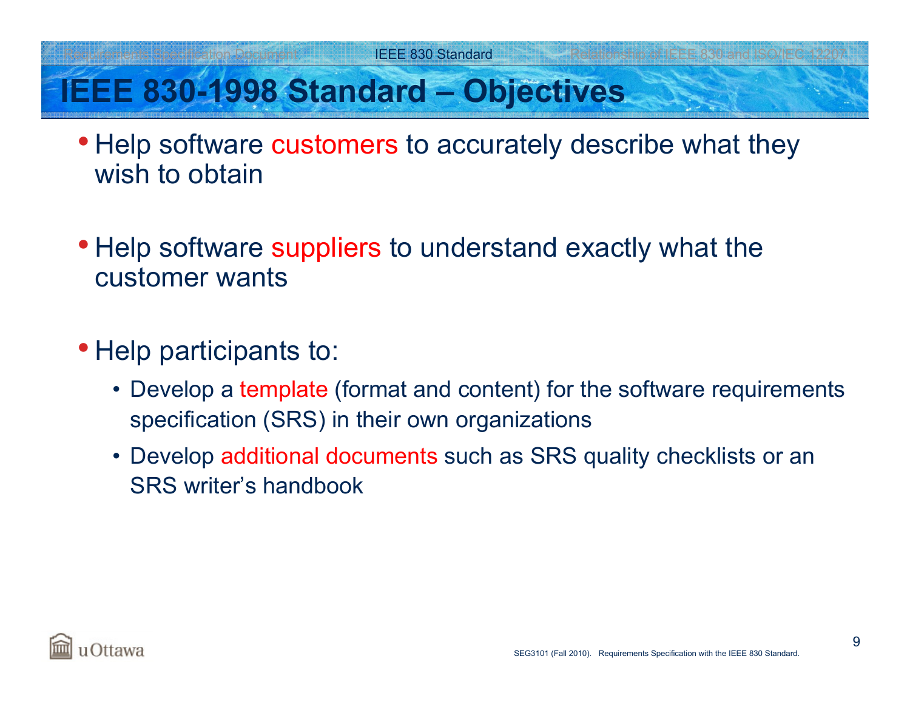# IEEE 830-1998 Standard – Objectives

- Help software customers to accurately describe what they wish to obtain

- Help software suppliers to understand exactly what the customer wants

- Help participants to:
  - Develop a template (format and content) for the software requirements specification (SRS) in their own organizations
  - Develop additional documents such as SRS quality checklists or an SRS writer's handbook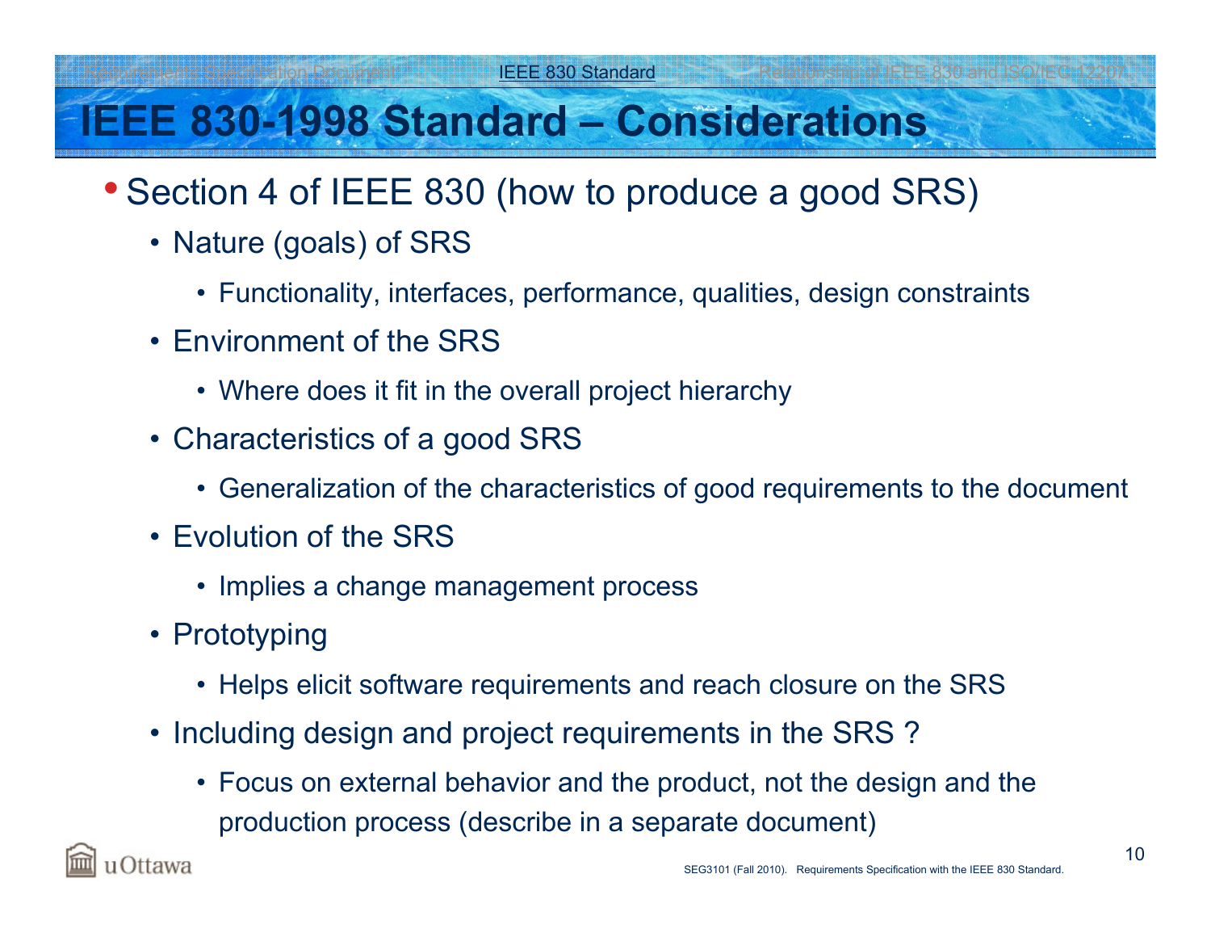# IEEE 830-1998 Standard – Considerations

- Section 4 of IEEE 830 (how to produce a good SRS)
  - Nature (goals) of SRS
    - Functionality, interfaces, performance, qualities, design constraints
  - Environment of the SRS
    - Where does it fit in the overall project hierarchy
  - Characteristics of a good SRS
    - Generalization of the characteristics of good requirements to the document
  - Evolution of the SRS
    - Implies a change management process
  - Prototyping
    - Helps elicit software requirements and reach closure on the SRS
  - Including design and project requirements in the SRS ?
    - Focus on external behavior and the product, not the design and the production process (describe in a separate document)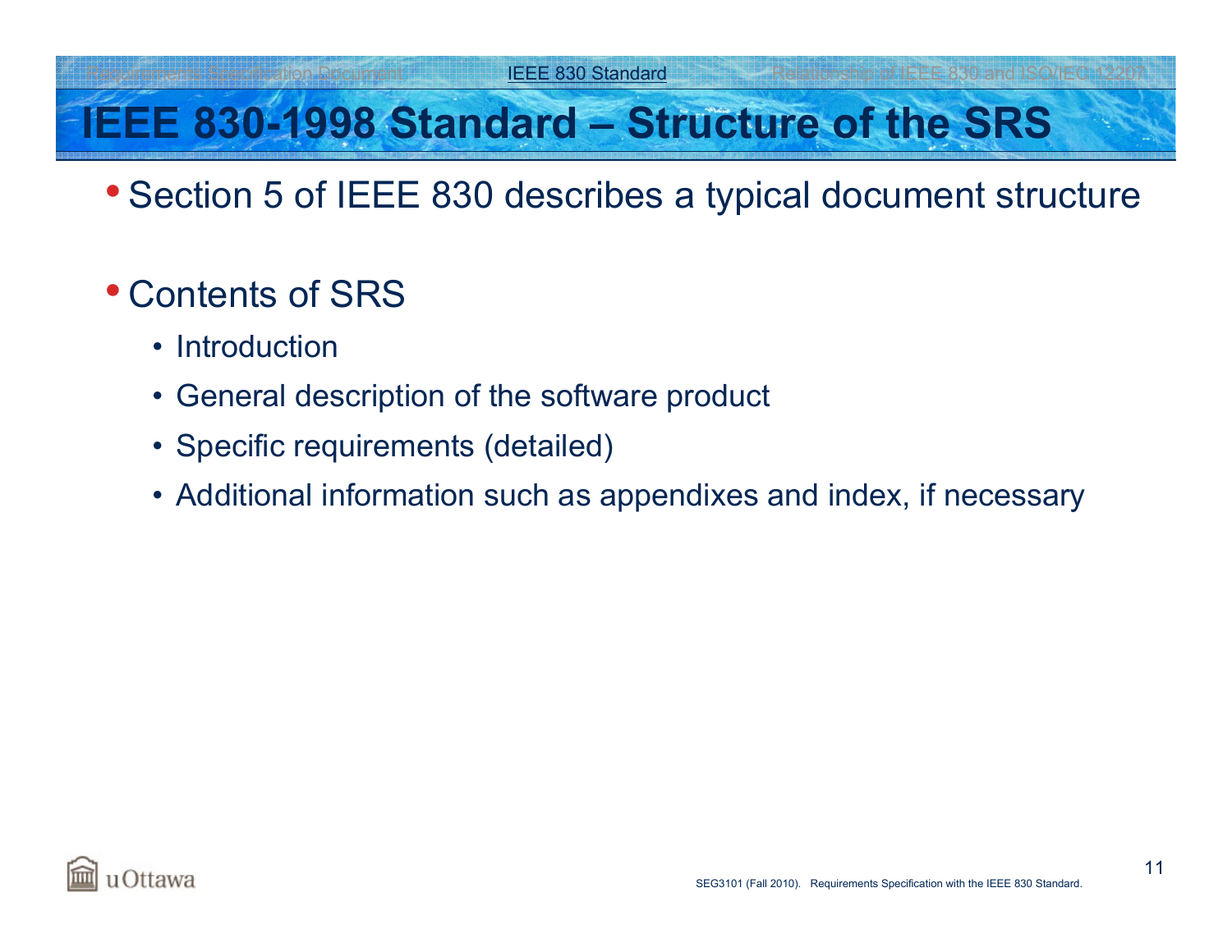# IEEE 830-1998 Standard – Structure of the SRS

- Section 5 of IEEE 830 describes a typical document structure
- Contents of SRS
  - Introduction
  - General description of the software product
  - Specific requirements (detailed)
  - Additional information such as appendixes and index, if necessary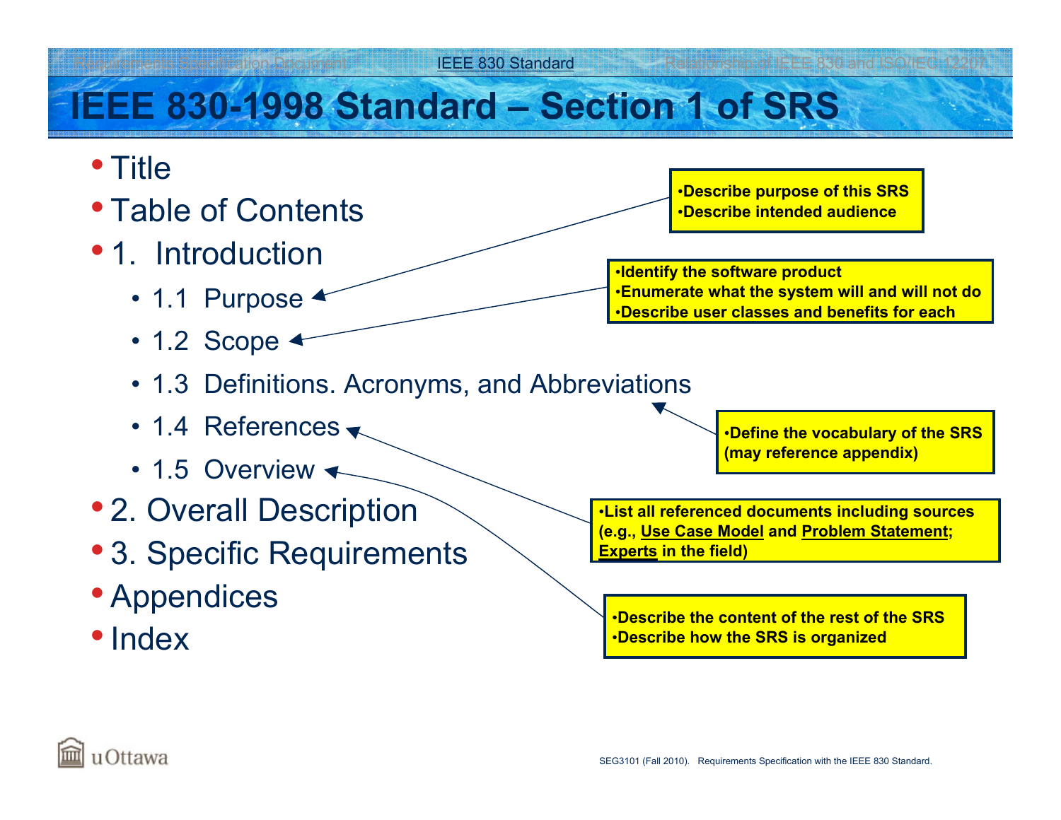# IEEE 830-1998 Standard – Section 1 of SRS

- Title
- Table of Contents
- 1. Introduction
  - 1.1 Purpose
  - 1.2 Scope
  - 1.3 Definitions. Acronyms, and Abbreviations
  - 1.4 References
  - 1.5 Overview
- 2. Overall Description
- 3. Specific Requirements
- Appendices
- Index

**1.1 Purpose:**
- **Describe purpose of this SRS**
- **Describe intended audience**

**1.2 Scope:**
- **Identify the software product**
- **Enumerate what the system will and will not do**
- **Describe user classes and benefits for each**

**1.3 Definitions. Acronyms, and Abbreviations:**
- **Define the vocabulary of the SRS (may reference appendix)**

**1.4 References:**
- **List all referenced documents including sources (e.g., Use Case Model and Problem Statement; Experts in the field)**

**1.5 Overview:**
- **Describe the content of the rest of the SRS**
- **Describe how the SRS is organized**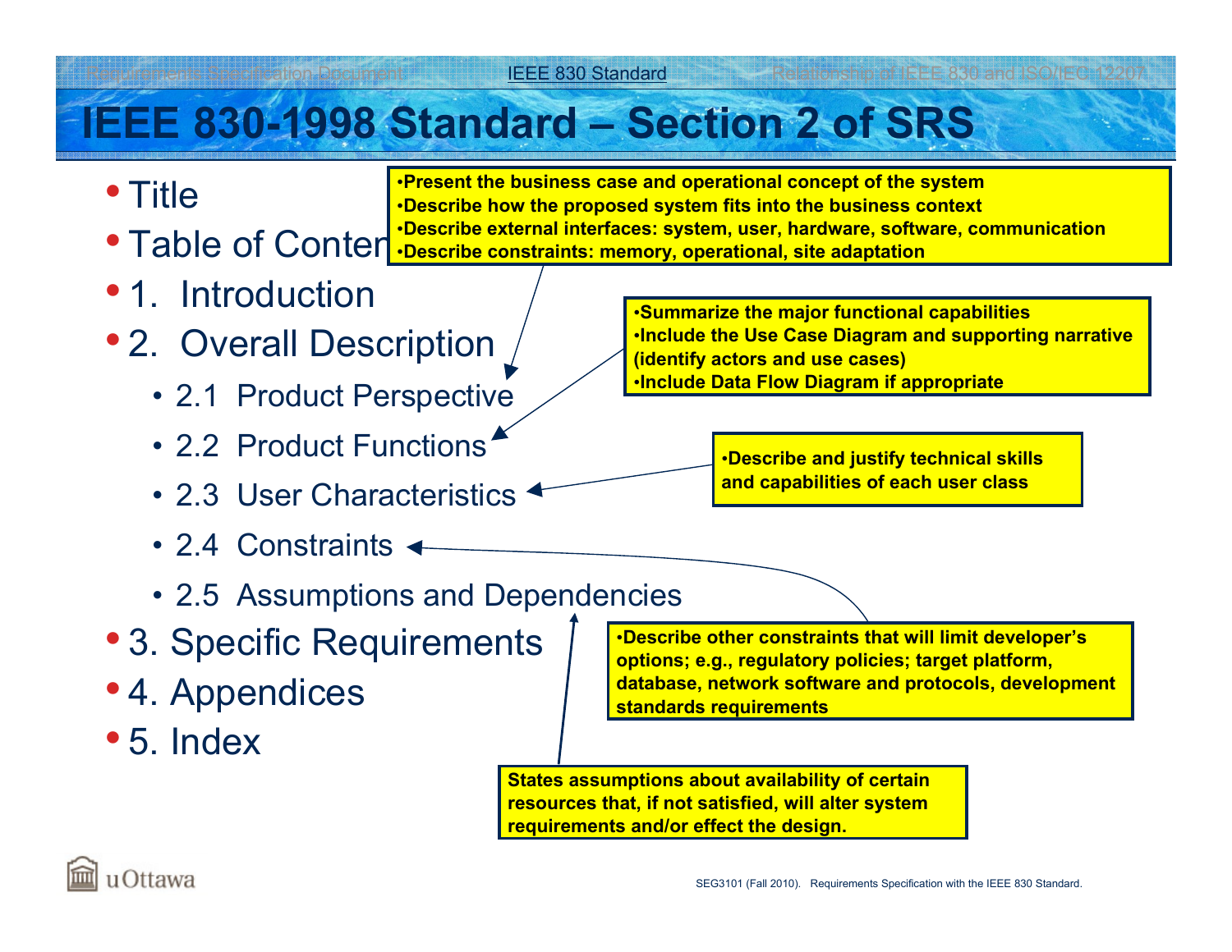# IEEE 830-1998 Standard – Section 2 of SRS

- Title
- Table of Contents
- 1. Introduction
- 2. Overall Description
  - 2.1 Product Perspective
  - 2.2 Product Functions
  - 2.3 User Characteristics
  - 2.4 Constraints
  - 2.5 Assumptions and Dependencies
- 3. Specific Requirements
- 4. Appendices
- 5. Index

**2.1 Product Perspective:**

- **Present the business case and operational concept of the system**
- **Describe how the proposed system fits into the business context**
- **Describe external interfaces: system, user, hardware, software, communication**
- **Describe constraints: memory, operational, site adaptation**

**2.2 Product Functions:**

- **Summarize the major functional capabilities**
- **Include the Use Case Diagram and supporting narrative (identify actors and use cases)**
- **Include Data Flow Diagram if appropriate**

**2.3 User Characteristics:**

- **Describe and justify technical skills and capabilities of each user class**

**2.4 Constraints:**

- **Describe other constraints that will limit developer's options; e.g., regulatory policies; target platform, database, network software and protocols, development standards requirements**

**2.5 Assumptions and Dependencies:**

**States assumptions about availability of certain resources that, if not satisfied, will alter system requirements and/or effect the design.**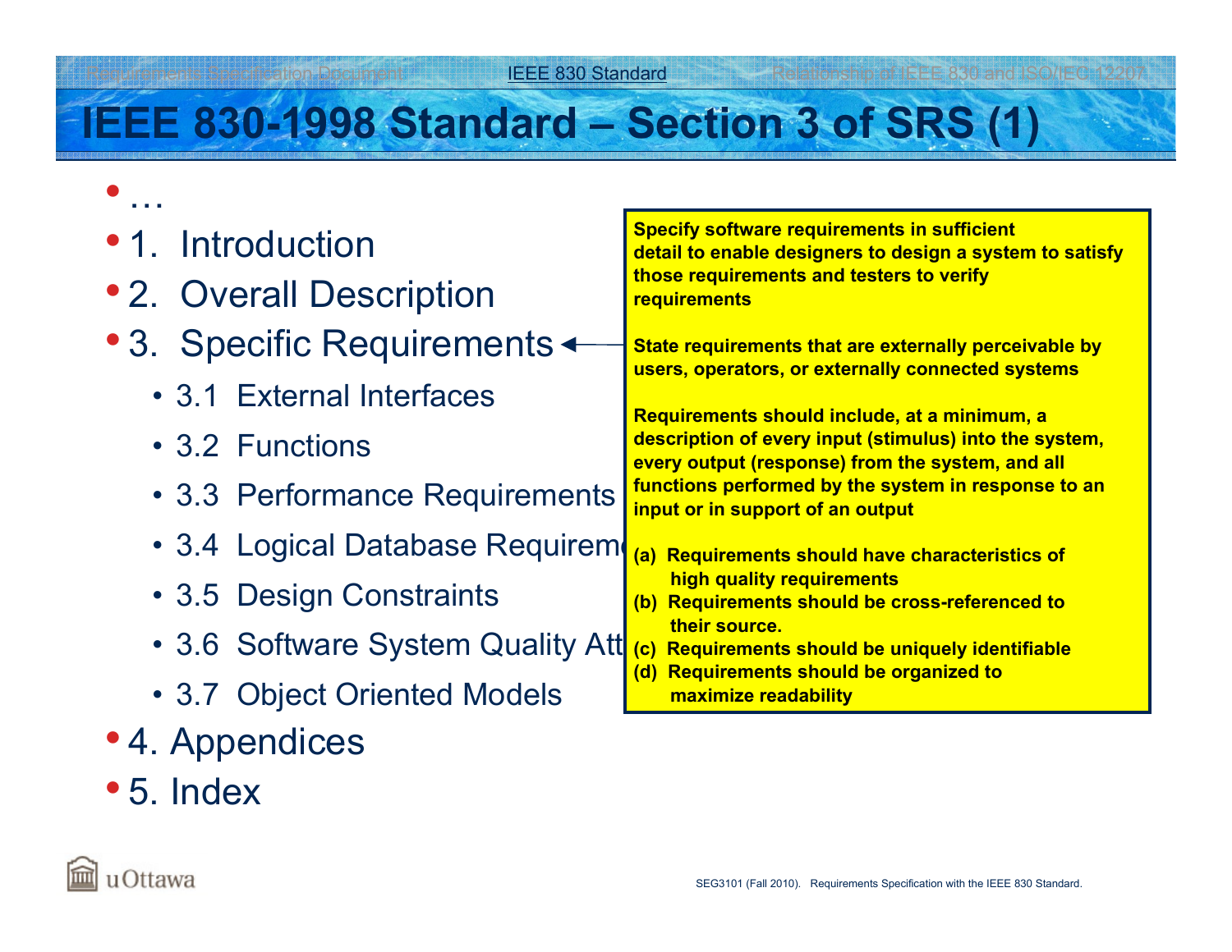# IEEE 830-1998 Standard – Section 3 of SRS (1)

- …
- 1. Introduction
- 2. Overall Description
- 3. Specific Requirements
  - 3.1 External Interfaces
  - 3.2 Functions
  - 3.3 Performance Requirements
  - 3.4 Logical Database Requireme
  - 3.5 Design Constraints
  - 3.6 Software System Quality Att
  - 3.7 Object Oriented Models
- 4. Appendices
- 5. Index

**Specify software requirements in sufficient detail to enable designers to design a system to satisfy those requirements and testers to verify requirements**

**State requirements that are externally perceivable by users, operators, or externally connected systems**

**Requirements should include, at a minimum, a description of every input (stimulus) into the system, every output (response) from the system, and all functions performed by the system in response to an input or in support of an output**

**(a) Requirements should have characteristics of high quality requirements**
**(b) Requirements should be cross-referenced to their source.**
**(c) Requirements should be uniquely identifiable**
**(d) Requirements should be organized to maximize readability**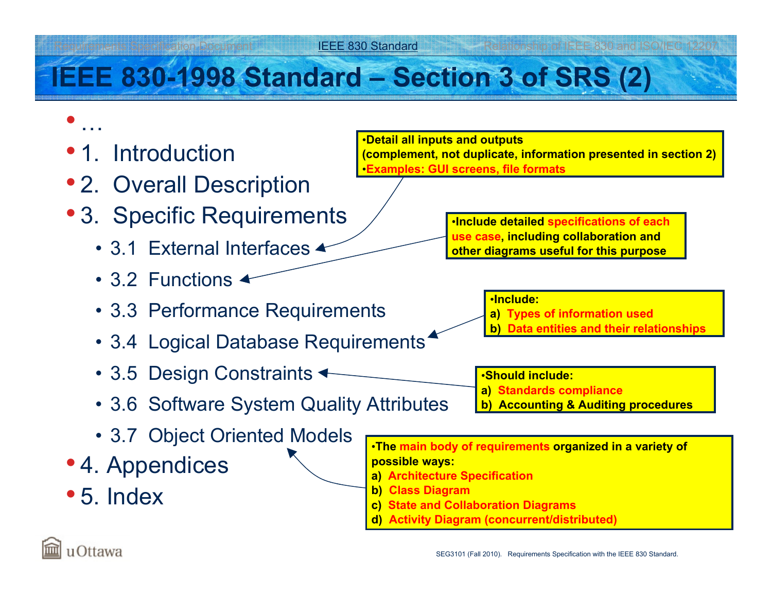# IEEE 830-1998 Standard – Section 3 of SRS (2)

- …
- 1. Introduction
- 2. Overall Description
- 3. Specific Requirements
  - 3.1 External Interfaces
  - 3.2 Functions
  - 3.3 Performance Requirements
  - 3.4 Logical Database Requirements
  - 3.5 Design Constraints
  - 3.6 Software System Quality Attributes
  - 3.7 Object Oriented Models
- 4. Appendices
- 5. Index

**3.1 External Interfaces:**
- **Detail all inputs and outputs (complement, not duplicate, information presented in section 2)**
- **Examples: GUI screens, file formats**

**3.2 Functions:**
- **Include detailed specifications of each use case, including collaboration and other diagrams useful for this purpose**

**3.4 Logical Database Requirements:**
- **Include:**
  - **a) Types of information used**
  - **b) Data entities and their relationships**

**3.5 Design Constraints:**
- **Should include:**
  - **a) Standards compliance**
  - **b) Accounting & Auditing procedures**

**3.7 Object Oriented Models:**
- **The main body of requirements organized in a variety of possible ways:**
  - **a) Architecture Specification**
  - **b) Class Diagram**
  - **c) State and Collaboration Diagrams**
  - **d) Activity Diagram (concurrent/distributed)**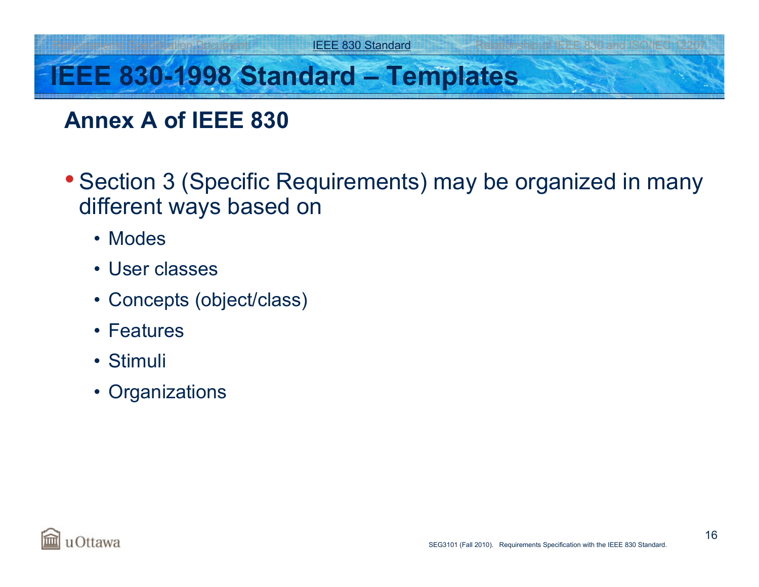# IEEE 830-1998 Standard – Templates

## Annex A of IEEE 830

- Section 3 (Specific Requirements) may be organized in many different ways based on
  - Modes
  - User classes
  - Concepts (object/class)
  - Features
  - Stimuli
  - Organizations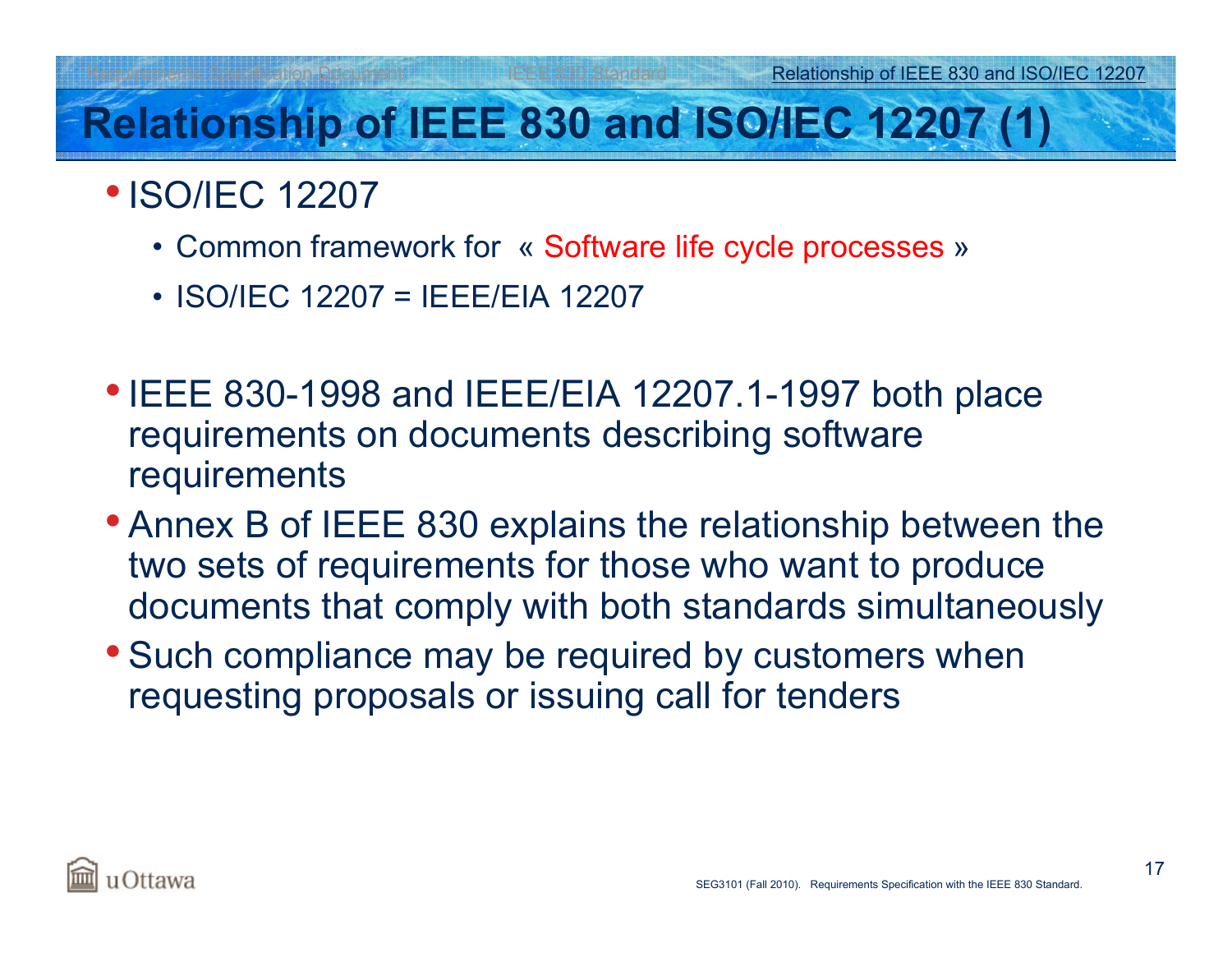# Relationship of IEEE 830 and ISO/IEC 12207 (1)

- ISO/IEC 12207
  - Common framework for « Software life cycle processes »
  - ISO/IEC 12207 = IEEE/EIA 12207
- IEEE 830-1998 and IEEE/EIA 12207.1-1997 both place requirements on documents describing software requirements
- Annex B of IEEE 830 explains the relationship between the two sets of requirements for those who want to produce documents that comply with both standards simultaneously
- Such compliance may be required by customers when requesting proposals or issuing call for tenders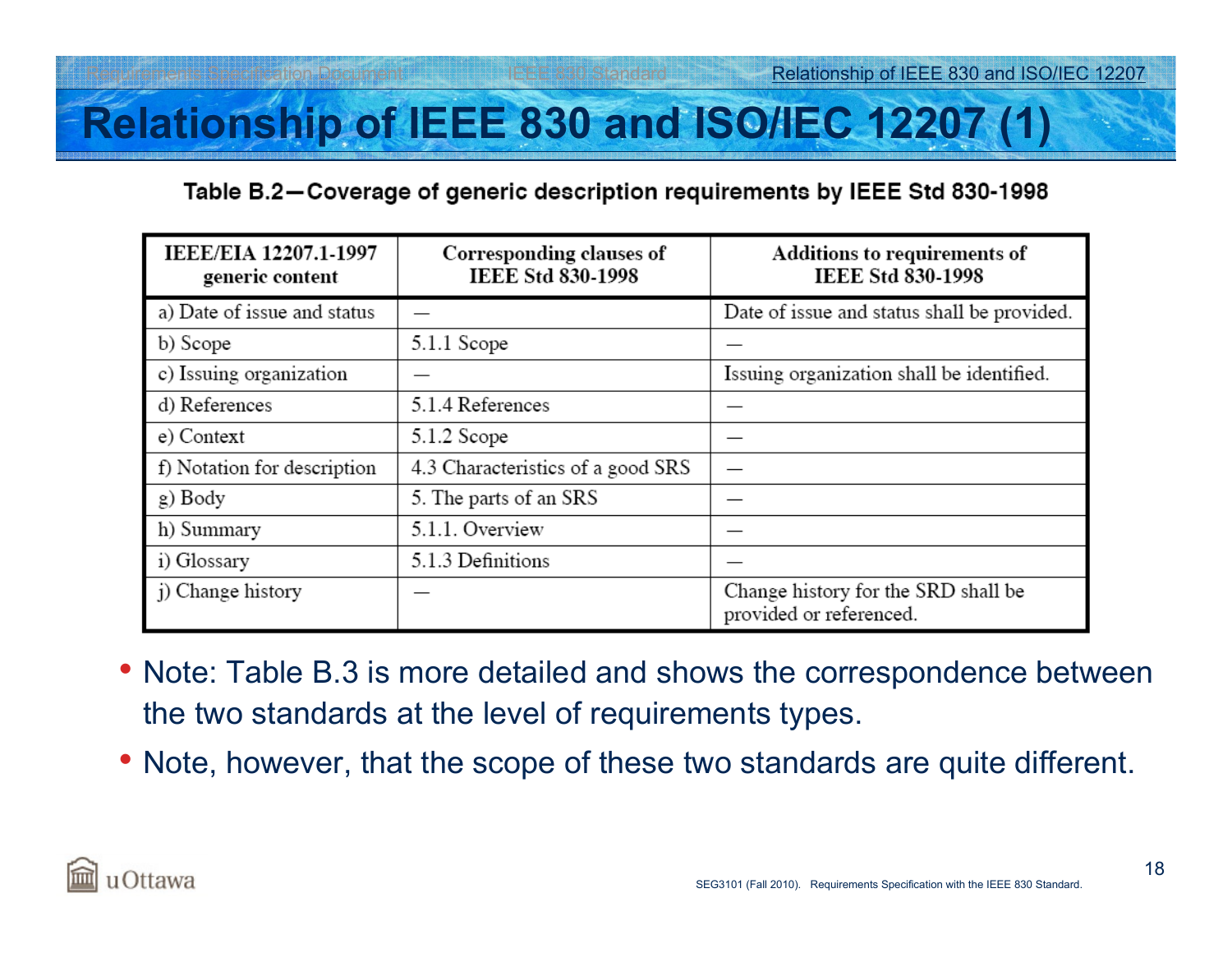# Relationship of IEEE 830 and ISO/IEC 12207 (1)

**Table B.2—Coverage of generic description requirements by IEEE Std 830-1998**

| IEEE/EIA 12207.1-1997 generic content | Corresponding clauses of IEEE Std 830-1998 | Additions to requirements of IEEE Std 830-1998 |
|---|---|---|
| a) Date of issue and status | — | Date of issue and status shall be provided. |
| b) Scope | 5.1.1 Scope | — |
| c) Issuing organization | — | Issuing organization shall be identified. |
| d) References | 5.1.4 References | — |
| e) Context | 5.1.2 Scope | — |
| f) Notation for description | 4.3 Characteristics of a good SRS | — |
| g) Body | 5. The parts of an SRS | — |
| h) Summary | 5.1.1. Overview | — |
| i) Glossary | 5.1.3 Definitions | — |
| j) Change history | — | Change history for the SRD shall be provided or referenced. |

- Note: Table B.3 is more detailed and shows the correspondence between the two standards at the level of requirements types.
- Note, however, that the scope of these two standards are quite different.